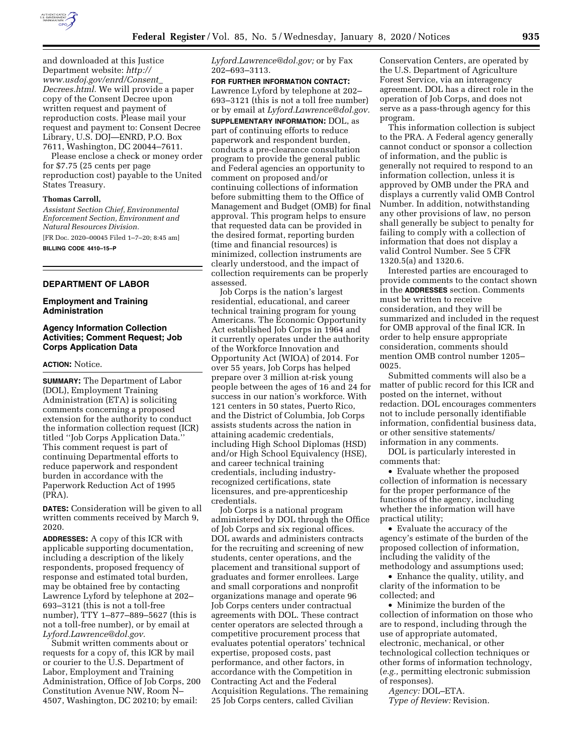and downloaded at this Justice Department website: *http://www.usdoj.gov/enrd/Consent_Decrees.html.* We will provide a paper copy of the Consent Decree upon written request and payment of reproduction costs. Please mail your request and payment to: Consent Decree Library, U.S. DOJ—ENRD, P.O. Box 7611, Washington, DC 20044–7611.

Please enclose a check or money order for $7.75 (25 cents per page reproduction cost) payable to the United States Treasury.

**Thomas Carroll,**

*Assistant Section Chief, Environmental Enforcement Section, Environment and Natural Resources Division.*

[FR Doc. 2020–00045 Filed 1–7–20; 8:45 am]

**BILLING CODE 4410–15–P**

## DEPARTMENT OF LABOR

### Employment and Training Administration

### Agency Information Collection Activities; Comment Request; Job Corps Application Data

**ACTION:** Notice.

**SUMMARY:** The Department of Labor (DOL), Employment Training Administration (ETA) is soliciting comments concerning a proposed extension for the authority to conduct the information collection request (ICR) titled ''Job Corps Application Data.'' This comment request is part of continuing Departmental efforts to reduce paperwork and respondent burden in accordance with the Paperwork Reduction Act of 1995 (PRA).

**DATES:** Consideration will be given to all written comments received by March 9, 2020.

**ADDRESSES:** A copy of this ICR with applicable supporting documentation, including a description of the likely respondents, proposed frequency of response and estimated total burden, may be obtained free by contacting Lawrence Lyford by telephone at 202–693–3121 (this is not a toll-free number), TTY 1–877–889–5627 (this is not a toll-free number), or by email at *Lyford.Lawrence@dol.gov.*

Submit written comments about or requests for a copy of, this ICR by mail or courier to the U.S. Department of Labor, Employment and Training Administration, Office of Job Corps, 200 Constitution Avenue NW, Room N–4507, Washington, DC 20210; by email: *Lyford.Lawrence@dol.gov;* or by Fax 202–693–3113.

**FOR FURTHER INFORMATION CONTACT:** Lawrence Lyford by telephone at 202–693–3121 (this is not a toll free number) or by email at *Lyford.Lawrence@dol.gov.*

**SUPPLEMENTARY INFORMATION:** DOL, as part of continuing efforts to reduce paperwork and respondent burden, conducts a pre-clearance consultation program to provide the general public and Federal agencies an opportunity to comment on proposed and/or continuing collections of information before submitting them to the Office of Management and Budget (OMB) for final approval. This program helps to ensure that requested data can be provided in the desired format, reporting burden (time and financial resources) is minimized, collection instruments are clearly understood, and the impact of collection requirements can be properly assessed.

Job Corps is the nation's largest residential, educational, and career technical training program for young Americans. The Economic Opportunity Act established Job Corps in 1964 and it currently operates under the authority of the Workforce Innovation and Opportunity Act (WIOA) of 2014. For over 55 years, Job Corps has helped prepare over 3 million at-risk young people between the ages of 16 and 24 for success in our nation's workforce. With 121 centers in 50 states, Puerto Rico, and the District of Columbia, Job Corps assists students across the nation in attaining academic credentials, including High School Diplomas (HSD) and/or High School Equivalency (HSE), and career technical training credentials, including industry-recognized certifications, state licensures, and pre-apprenticeship credentials.

Job Corps is a national program administered by DOL through the Office of Job Corps and six regional offices. DOL awards and administers contracts for the recruiting and screening of new students, center operations, and the placement and transitional support of graduates and former enrollees. Large and small corporations and nonprofit organizations manage and operate 96 Job Corps centers under contractual agreements with DOL. These contract center operators are selected through a competitive procurement process that evaluates potential operators' technical expertise, proposed costs, past performance, and other factors, in accordance with the Competition in Contracting Act and the Federal Acquisition Regulations. The remaining 25 Job Corps centers, called Civilian Conservation Centers, are operated by the U.S. Department of Agriculture Forest Service, via an interagency agreement. DOL has a direct role in the operation of Job Corps, and does not serve as a pass-through agency for this program.

This information collection is subject to the PRA. A Federal agency generally cannot conduct or sponsor a collection of information, and the public is generally not required to respond to an information collection, unless it is approved by OMB under the PRA and displays a currently valid OMB Control Number. In addition, notwithstanding any other provisions of law, no person shall generally be subject to penalty for failing to comply with a collection of information that does not display a valid Control Number. See 5 CFR 1320.5(a) and 1320.6.

Interested parties are encouraged to provide comments to the contact shown in the **ADDRESSES** section. Comments must be written to receive consideration, and they will be summarized and included in the request for OMB approval of the final ICR. In order to help ensure appropriate consideration, comments should mention OMB control number 1205–0025.

Submitted comments will also be a matter of public record for this ICR and posted on the internet, without redaction. DOL encourages commenters not to include personally identifiable information, confidential business data, or other sensitive statements/information in any comments.

DOL is particularly interested in comments that:

- Evaluate whether the proposed collection of information is necessary for the proper performance of the functions of the agency, including whether the information will have practical utility;
- Evaluate the accuracy of the agency's estimate of the burden of the proposed collection of information, including the validity of the methodology and assumptions used;
- Enhance the quality, utility, and clarity of the information to be collected; and
- Minimize the burden of the collection of information on those who are to respond, including through the use of appropriate automated, electronic, mechanical, or other technological collection techniques or other forms of information technology, (*e.g.,* permitting electronic submission of responses).

*Agency:* DOL–ETA.

*Type of Review:* Revision.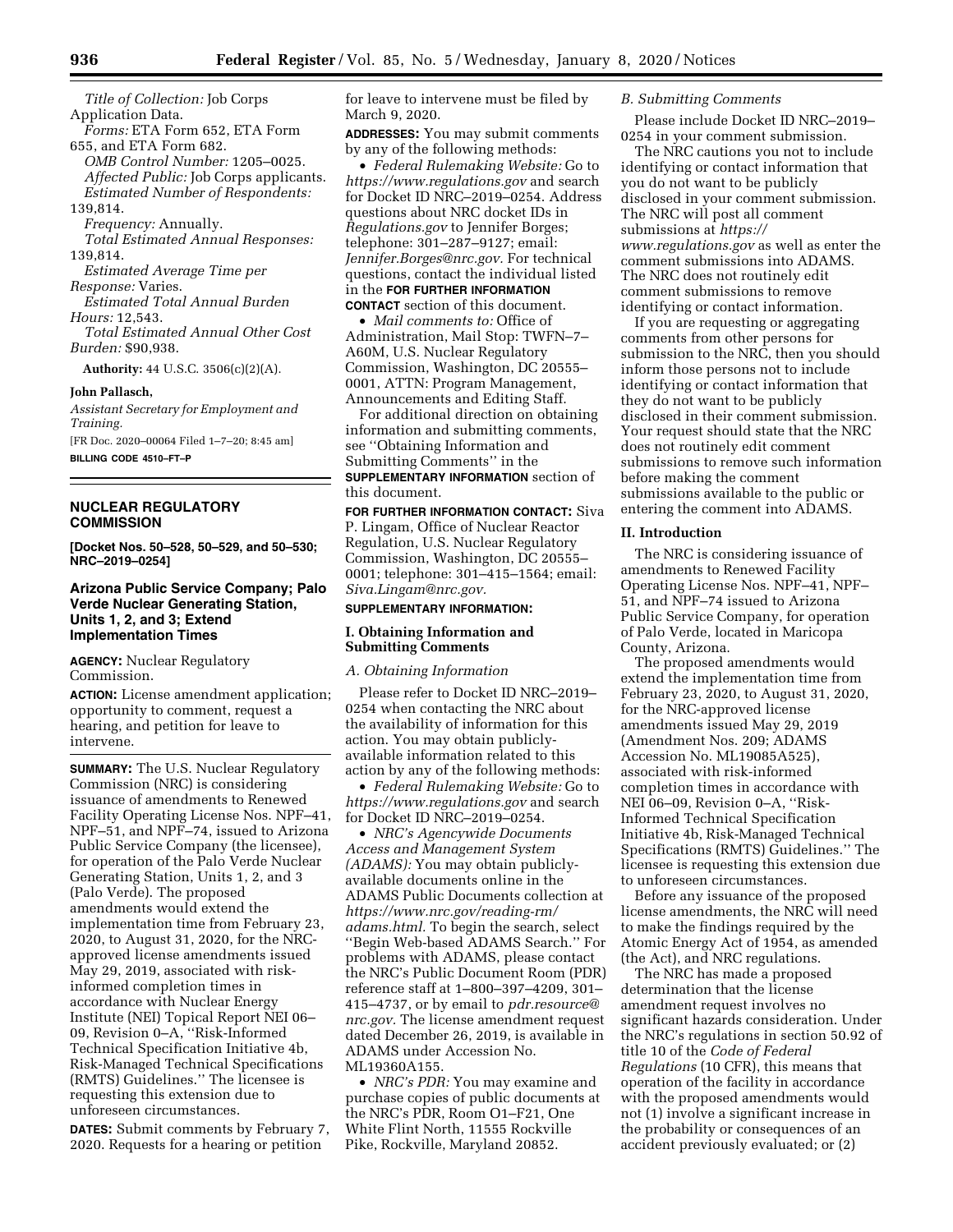*Title of Collection:* Job Corps Application Data.

*Forms:* ETA Form 652, ETA Form 655, and ETA Form 682.

*OMB Control Number:* 1205–0025.

*Affected Public:* Job Corps applicants.

*Estimated Number of Respondents:* 139,814.

*Frequency:* Annually.

*Total Estimated Annual Responses:* 139,814.

*Estimated Average Time per Response:* Varies.

*Estimated Total Annual Burden Hours:* 12,543.

*Total Estimated Annual Other Cost Burden:* $90,938.

**Authority:** 44 U.S.C. 3506(c)(2)(A).

**John Pallasch,**

*Assistant Secretary for Employment and Training.*

[FR Doc. 2020–00064 Filed 1–7–20; 8:45 am]

**BILLING CODE 4510–FT–P**

## NUCLEAR REGULATORY COMMISSION

**[Docket Nos. 50–528, 50–529, and 50–530; NRC–2019–0254]**

### Arizona Public Service Company; Palo Verde Nuclear Generating Station, Units 1, 2, and 3; Extend Implementation Times

**AGENCY:** Nuclear Regulatory Commission.

**ACTION:** License amendment application; opportunity to comment, request a hearing, and petition for leave to intervene.

**SUMMARY:** The U.S. Nuclear Regulatory Commission (NRC) is considering issuance of amendments to Renewed Facility Operating License Nos. NPF–41, NPF–51, and NPF–74, issued to Arizona Public Service Company (the licensee), for operation of the Palo Verde Nuclear Generating Station, Units 1, 2, and 3 (Palo Verde). The proposed amendments would extend the implementation time from February 23, 2020, to August 31, 2020, for the NRC-approved license amendments issued May 29, 2019, associated with risk-informed completion times in accordance with Nuclear Energy Institute (NEI) Topical Report NEI 06–09, Revision 0–A, ''Risk-Informed Technical Specification Initiative 4b, Risk-Managed Technical Specifications (RMTS) Guidelines.'' The licensee is requesting this extension due to unforeseen circumstances.

**DATES:** Submit comments by February 7, 2020. Requests for a hearing or petition for leave to intervene must be filed by March 9, 2020.

**ADDRESSES:** You may submit comments by any of the following methods:

- *Federal Rulemaking Website:* Go to *https://www.regulations.gov* and search for Docket ID NRC–2019–0254. Address questions about NRC docket IDs in *Regulations.gov* to Jennifer Borges; telephone: 301–287–9127; email: *Jennifer.Borges@nrc.gov.* For technical questions, contact the individual listed in the **FOR FURTHER INFORMATION CONTACT** section of this document.
- *Mail comments to:* Office of Administration, Mail Stop: TWFN–7–A60M, U.S. Nuclear Regulatory Commission, Washington, DC 20555–0001, ATTN: Program Management, Announcements and Editing Staff.

For additional direction on obtaining information and submitting comments, see ''Obtaining Information and Submitting Comments'' in the **SUPPLEMENTARY INFORMATION** section of this document.

**FOR FURTHER INFORMATION CONTACT:** Siva P. Lingam, Office of Nuclear Reactor Regulation, U.S. Nuclear Regulatory Commission, Washington, DC 20555–0001; telephone: 301–415–1564; email: *Siva.Lingam@nrc.gov.*

**SUPPLEMENTARY INFORMATION:**

#### I. Obtaining Information and Submitting Comments

*A. Obtaining Information*

Please refer to Docket ID NRC–2019–0254 when contacting the NRC about the availability of information for this action. You may obtain publicly-available information related to this action by any of the following methods:

- *Federal Rulemaking Website:* Go to *https://www.regulations.gov* and search for Docket ID NRC–2019–0254.
- *NRC's Agencywide Documents Access and Management System (ADAMS):* You may obtain publicly-available documents online in the ADAMS Public Documents collection at *https://www.nrc.gov/reading-rm/adams.html.* To begin the search, select ''Begin Web-based ADAMS Search.'' For problems with ADAMS, please contact the NRC's Public Document Room (PDR) reference staff at 1–800–397–4209, 301–415–4737, or by email to *pdr.resource@nrc.gov.* The license amendment request dated December 26, 2019, is available in ADAMS under Accession No. ML19360A155.
- *NRC's PDR:* You may examine and purchase copies of public documents at the NRC's PDR, Room O1–F21, One White Flint North, 11555 Rockville Pike, Rockville, Maryland 20852.

*B. Submitting Comments*

Please include Docket ID NRC–2019–0254 in your comment submission.

The NRC cautions you not to include identifying or contact information that you do not want to be publicly disclosed in your comment submission. The NRC will post all comment submissions at *https://www.regulations.gov* as well as enter the comment submissions into ADAMS. The NRC does not routinely edit comment submissions to remove identifying or contact information.

If you are requesting or aggregating comments from other persons for submission to the NRC, then you should inform those persons not to include identifying or contact information that they do not want to be publicly disclosed in their comment submission. Your request should state that the NRC does not routinely edit comment submissions to remove such information before making the comment submissions available to the public or entering the comment into ADAMS.

#### II. Introduction

The NRC is considering issuance of amendments to Renewed Facility Operating License Nos. NPF–41, NPF–51, and NPF–74 issued to Arizona Public Service Company, for operation of Palo Verde, located in Maricopa County, Arizona.

The proposed amendments would extend the implementation time from February 23, 2020, to August 31, 2020, for the NRC-approved license amendments issued May 29, 2019 (Amendment Nos. 209; ADAMS Accession No. ML19085A525), associated with risk-informed completion times in accordance with NEI 06–09, Revision 0–A, ''Risk-Informed Technical Specification Initiative 4b, Risk-Managed Technical Specifications (RMTS) Guidelines.'' The licensee is requesting this extension due to unforeseen circumstances.

Before any issuance of the proposed license amendments, the NRC will need to make the findings required by the Atomic Energy Act of 1954, as amended (the Act), and NRC regulations.

The NRC has made a proposed determination that the license amendment request involves no significant hazards consideration. Under the NRC's regulations in section 50.92 of title 10 of the *Code of Federal Regulations* (10 CFR), this means that operation of the facility in accordance with the proposed amendments would not (1) involve a significant increase in the probability or consequences of an accident previously evaluated; or (2)